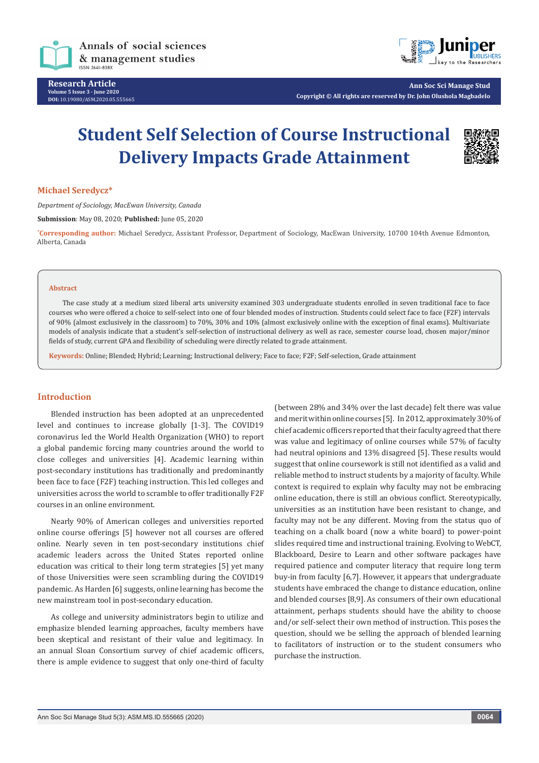Research Article
Volume 5 Issue 3 - June 2020
DOI: 10.19080/ASM.2020.05.555665

Ann Soc Sci Manage Stud
Copyright © All rights are reserved by Dr. John Olushola Magbadelo

# Student Self Selection of Course Instructional Delivery Impacts Grade Attainment

**Michael Seredycz***

*Department of Sociology, MacEwan University, Canada*

**Submission**: May 08, 2020; **Published:** June 05, 2020

*Corresponding author: Michael Seredycz, Assistant Professor, Department of Sociology, MacEwan University, 10700 104th Avenue Edmonton, Alberta, Canada

## Abstract

The case study at a medium sized liberal arts university examined 303 undergraduate students enrolled in seven traditional face to face courses who were offered a choice to self-select into one of four blended modes of instruction. Students could select face to face (F2F) intervals of 90% (almost exclusively in the classroom) to 70%, 30% and 10% (almost exclusively online with the exception of final exams). Multivariate models of analysis indicate that a student's self-selection of instructional delivery as well as race, semester course load, chosen major/minor fields of study, current GPA and flexibility of scheduling were directly related to grade attainment.

**Keywords:** Online; Blended; Hybrid; Learning; Instructional delivery; Face to face; F2F; Self-selection, Grade attainment

## Introduction

Blended instruction has been adopted at an unprecedented level and continues to increase globally [1-3]. The COVID19 coronavirus led the World Health Organization (WHO) to report a global pandemic forcing many countries around the world to close colleges and universities [4]. Academic learning within post-secondary institutions has traditionally and predominantly been face to face (F2F) teaching instruction. This led colleges and universities across the world to scramble to offer traditionally F2F courses in an online environment.

Nearly 90% of American colleges and universities reported online course offerings [5] however not all courses are offered online. Nearly seven in ten post-secondary institutions chief academic leaders across the United States reported online education was critical to their long term strategies [5] yet many of those Universities were seen scrambling during the COVID19 pandemic. As Harden [6] suggests, online learning has become the new mainstream tool in post-secondary education.

As college and university administrators begin to utilize and emphasize blended learning approaches, faculty members have been skeptical and resistant of their value and legitimacy. In an annual Sloan Consortium survey of chief academic officers, there is ample evidence to suggest that only one-third of faculty (between 28% and 34% over the last decade) felt there was value and merit within online courses [5]. In 2012, approximately 30% of chief academic officers reported that their faculty agreed that there was value and legitimacy of online courses while 57% of faculty had neutral opinions and 13% disagreed [5]. These results would suggest that online coursework is still not identified as a valid and reliable method to instruct students by a majority of faculty. While context is required to explain why faculty may not be embracing online education, there is still an obvious conflict. Stereotypically, universities as an institution have been resistant to change, and faculty may not be any different. Moving from the status quo of teaching on a chalk board (now a white board) to power-point slides required time and instructional training. Evolving to WebCT, Blackboard, Desire to Learn and other software packages have required patience and computer literacy that require long term buy-in from faculty [6,7]. However, it appears that undergraduate students have embraced the change to distance education, online and blended courses [8,9]. As consumers of their own educational attainment, perhaps students should have the ability to choose and/or self-select their own method of instruction. This poses the question, should we be selling the approach of blended learning to facilitators of instruction or to the student consumers who purchase the instruction.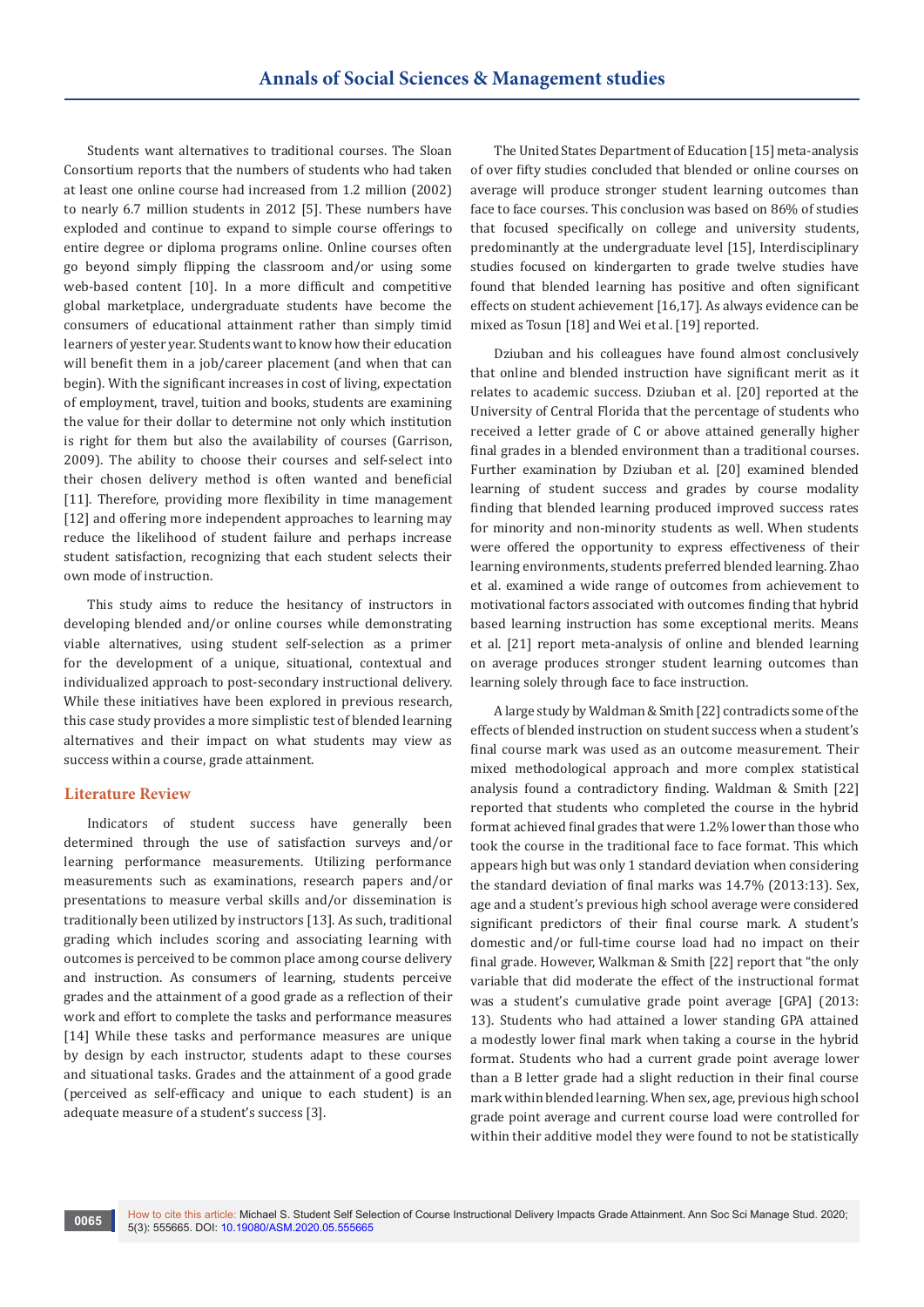Students want alternatives to traditional courses. The Sloan Consortium reports that the numbers of students who had taken at least one online course had increased from 1.2 million (2002) to nearly 6.7 million students in 2012 [5]. These numbers have exploded and continue to expand to simple course offerings to entire degree or diploma programs online. Online courses often go beyond simply flipping the classroom and/or using some web-based content [10]. In a more difficult and competitive global marketplace, undergraduate students have become the consumers of educational attainment rather than simply timid learners of yester year. Students want to know how their education will benefit them in a job/career placement (and when that can begin). With the significant increases in cost of living, expectation of employment, travel, tuition and books, students are examining the value for their dollar to determine not only which institution is right for them but also the availability of courses (Garrison, 2009). The ability to choose their courses and self-select into their chosen delivery method is often wanted and beneficial [11]. Therefore, providing more flexibility in time management [12] and offering more independent approaches to learning may reduce the likelihood of student failure and perhaps increase student satisfaction, recognizing that each student selects their own mode of instruction.

This study aims to reduce the hesitancy of instructors in developing blended and/or online courses while demonstrating viable alternatives, using student self-selection as a primer for the development of a unique, situational, contextual and individualized approach to post-secondary instructional delivery. While these initiatives have been explored in previous research, this case study provides a more simplistic test of blended learning alternatives and their impact on what students may view as success within a course, grade attainment.

## Literature Review

Indicators of student success have generally been determined through the use of satisfaction surveys and/or learning performance measurements. Utilizing performance measurements such as examinations, research papers and/or presentations to measure verbal skills and/or dissemination is traditionally been utilized by instructors [13]. As such, traditional grading which includes scoring and associating learning with outcomes is perceived to be common place among course delivery and instruction. As consumers of learning, students perceive grades and the attainment of a good grade as a reflection of their work and effort to complete the tasks and performance measures [14] While these tasks and performance measures are unique by design by each instructor, students adapt to these courses and situational tasks. Grades and the attainment of a good grade (perceived as self-efficacy and unique to each student) is an adequate measure of a student's success [3].

The United States Department of Education [15] meta-analysis of over fifty studies concluded that blended or online courses on average will produce stronger student learning outcomes than face to face courses. This conclusion was based on 86% of studies that focused specifically on college and university students, predominantly at the undergraduate level [15], Interdisciplinary studies focused on kindergarten to grade twelve studies have found that blended learning has positive and often significant effects on student achievement [16,17]. As always evidence can be mixed as Tosun [18] and Wei et al. [19] reported.

Dziuban and his colleagues have found almost conclusively that online and blended instruction have significant merit as it relates to academic success. Dziuban et al. [20] reported at the University of Central Florida that the percentage of students who received a letter grade of C or above attained generally higher final grades in a blended environment than a traditional courses. Further examination by Dziuban et al. [20] examined blended learning of student success and grades by course modality finding that blended learning produced improved success rates for minority and non-minority students as well. When students were offered the opportunity to express effectiveness of their learning environments, students preferred blended learning. Zhao et al. examined a wide range of outcomes from achievement to motivational factors associated with outcomes finding that hybrid based learning instruction has some exceptional merits. Means et al. [21] report meta-analysis of online and blended learning on average produces stronger student learning outcomes than learning solely through face to face instruction.

A large study by Waldman & Smith [22] contradicts some of the effects of blended instruction on student success when a student's final course mark was used as an outcome measurement. Their mixed methodological approach and more complex statistical analysis found a contradictory finding. Waldman & Smith [22] reported that students who completed the course in the hybrid format achieved final grades that were 1.2% lower than those who took the course in the traditional face to face format. This which appears high but was only 1 standard deviation when considering the standard deviation of final marks was 14.7% (2013:13). Sex, age and a student's previous high school average were considered significant predictors of their final course mark. A student's domestic and/or full-time course load had no impact on their final grade. However, Walkman & Smith [22] report that "the only variable that did moderate the effect of the instructional format was a student's cumulative grade point average [GPA] (2013: 13). Students who had attained a lower standing GPA attained a modestly lower final mark when taking a course in the hybrid format. Students who had a current grade point average lower than a B letter grade had a slight reduction in their final course mark within blended learning. When sex, age, previous high school grade point average and current course load were controlled for within their additive model they were found to not be statistically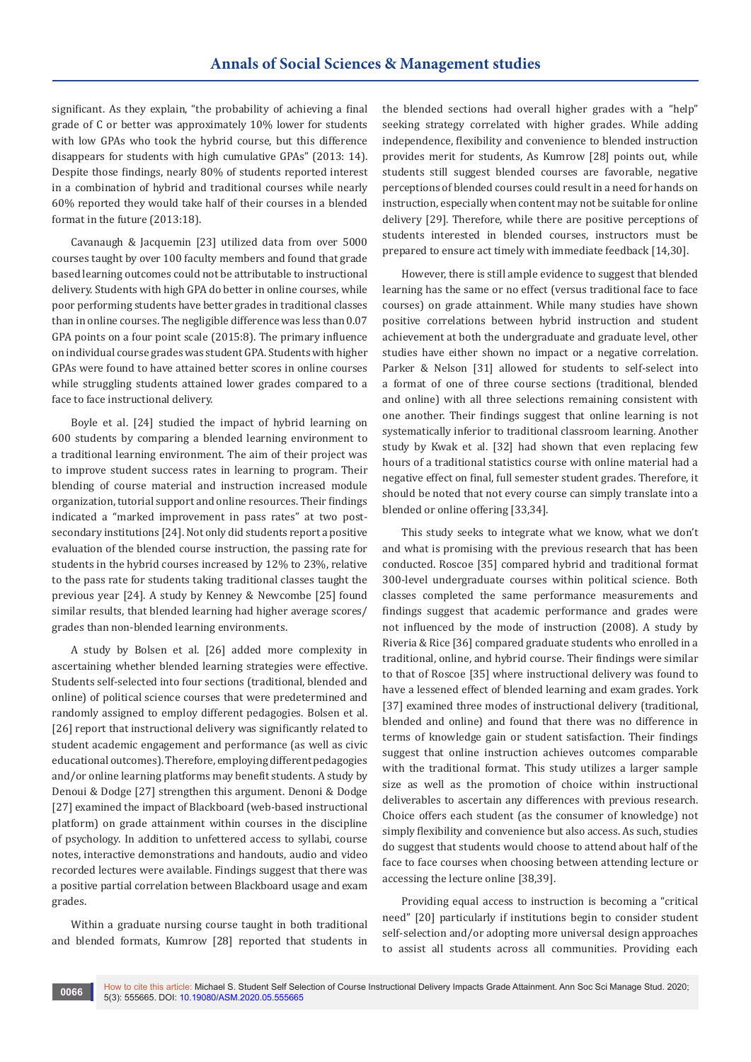significant. As they explain, "the probability of achieving a final grade of C or better was approximately 10% lower for students with low GPAs who took the hybrid course, but this difference disappears for students with high cumulative GPAs" (2013: 14). Despite those findings, nearly 80% of students reported interest in a combination of hybrid and traditional courses while nearly 60% reported they would take half of their courses in a blended format in the future (2013:18).

Cavanaugh & Jacquemin [23] utilized data from over 5000 courses taught by over 100 faculty members and found that grade based learning outcomes could not be attributable to instructional delivery. Students with high GPA do better in online courses, while poor performing students have better grades in traditional classes than in online courses. The negligible difference was less than 0.07 GPA points on a four point scale (2015:8). The primary influence on individual course grades was student GPA. Students with higher GPAs were found to have attained better scores in online courses while struggling students attained lower grades compared to a face to face instructional delivery.

Boyle et al. [24] studied the impact of hybrid learning on 600 students by comparing a blended learning environment to a traditional learning environment. The aim of their project was to improve student success rates in learning to program. Their blending of course material and instruction increased module organization, tutorial support and online resources. Their findings indicated a "marked improvement in pass rates" at two post-secondary institutions [24]. Not only did students report a positive evaluation of the blended course instruction, the passing rate for students in the hybrid courses increased by 12% to 23%, relative to the pass rate for students taking traditional classes taught the previous year [24]. A study by Kenney & Newcombe [25] found similar results, that blended learning had higher average scores/grades than non-blended learning environments.

A study by Bolsen et al. [26] added more complexity in ascertaining whether blended learning strategies were effective. Students self-selected into four sections (traditional, blended and online) of political science courses that were predetermined and randomly assigned to employ different pedagogies. Bolsen et al. [26] report that instructional delivery was significantly related to student academic engagement and performance (as well as civic educational outcomes). Therefore, employing different pedagogies and/or online learning platforms may benefit students. A study by Denoui & Dodge [27] strengthen this argument. Denoni & Dodge [27] examined the impact of Blackboard (web-based instructional platform) on grade attainment within courses in the discipline of psychology. In addition to unfettered access to syllabi, course notes, interactive demonstrations and handouts, audio and video recorded lectures were available. Findings suggest that there was a positive partial correlation between Blackboard usage and exam grades.

Within a graduate nursing course taught in both traditional and blended formats, Kumrow [28] reported that students in the blended sections had overall higher grades with a "help" seeking strategy correlated with higher grades. While adding independence, flexibility and convenience to blended instruction provides merit for students, As Kumrow [28] points out, while students still suggest blended courses are favorable, negative perceptions of blended courses could result in a need for hands on instruction, especially when content may not be suitable for online delivery [29]. Therefore, while there are positive perceptions of students interested in blended courses, instructors must be prepared to ensure act timely with immediate feedback [14,30].

However, there is still ample evidence to suggest that blended learning has the same or no effect (versus traditional face to face courses) on grade attainment. While many studies have shown positive correlations between hybrid instruction and student achievement at both the undergraduate and graduate level, other studies have either shown no impact or a negative correlation. Parker & Nelson [31] allowed for students to self-select into a format of one of three course sections (traditional, blended and online) with all three selections remaining consistent with one another. Their findings suggest that online learning is not systematically inferior to traditional classroom learning. Another study by Kwak et al. [32] had shown that even replacing few hours of a traditional statistics course with online material had a negative effect on final, full semester student grades. Therefore, it should be noted that not every course can simply translate into a blended or online offering [33,34].

This study seeks to integrate what we know, what we don't and what is promising with the previous research that has been conducted. Roscoe [35] compared hybrid and traditional format 300-level undergraduate courses within political science. Both classes completed the same performance measurements and findings suggest that academic performance and grades were not influenced by the mode of instruction (2008). A study by Riveria & Rice [36] compared graduate students who enrolled in a traditional, online, and hybrid course. Their findings were similar to that of Roscoe [35] where instructional delivery was found to have a lessened effect of blended learning and exam grades. York [37] examined three modes of instructional delivery (traditional, blended and online) and found that there was no difference in terms of knowledge gain or student satisfaction. Their findings suggest that online instruction achieves outcomes comparable with the traditional format. This study utilizes a larger sample size as well as the promotion of choice within instructional deliverables to ascertain any differences with previous research. Choice offers each student (as the consumer of knowledge) not simply flexibility and convenience but also access. As such, studies do suggest that students would choose to attend about half of the face to face courses when choosing between attending lecture or accessing the lecture online [38,39].

Providing equal access to instruction is becoming a "critical need" [20] particularly if institutions begin to consider student self-selection and/or adopting more universal design approaches to assist all students across all communities. Providing each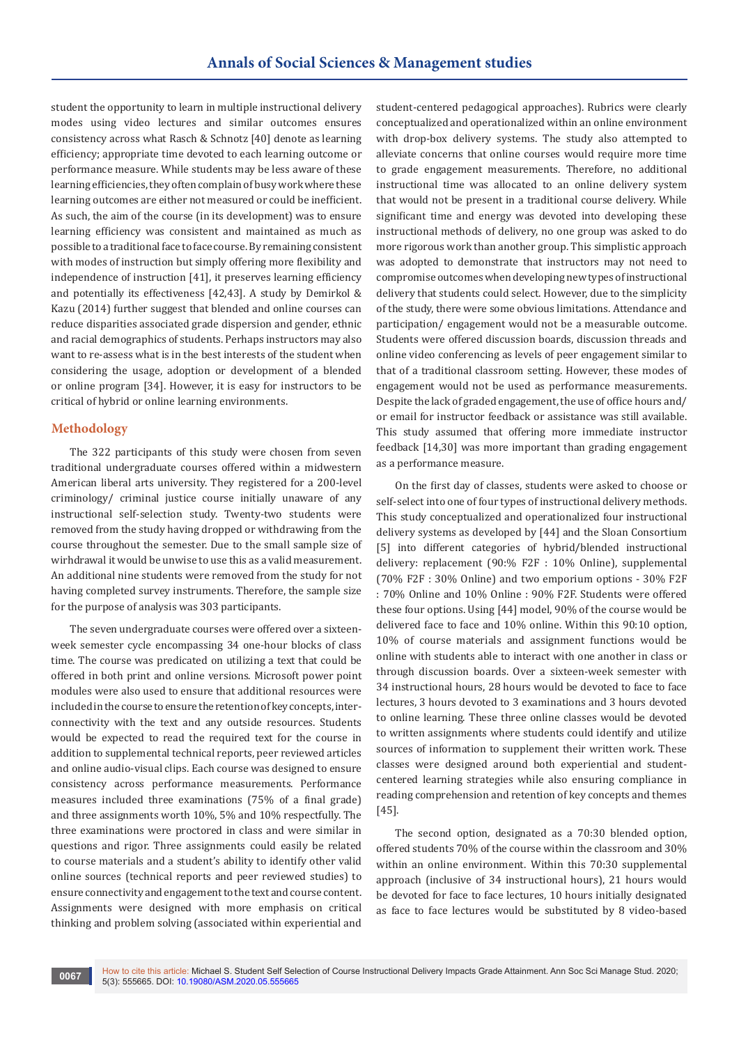student the opportunity to learn in multiple instructional delivery modes using video lectures and similar outcomes ensures consistency across what Rasch & Schnotz [40] denote as learning efficiency; appropriate time devoted to each learning outcome or performance measure. While students may be less aware of these learning efficiencies, they often complain of busy work where these learning outcomes are either not measured or could be inefficient. As such, the aim of the course (in its development) was to ensure learning efficiency was consistent and maintained as much as possible to a traditional face to face course. By remaining consistent with modes of instruction but simply offering more flexibility and independence of instruction [41], it preserves learning efficiency and potentially its effectiveness [42,43]. A study by Demirkol & Kazu (2014) further suggest that blended and online courses can reduce disparities associated grade dispersion and gender, ethnic and racial demographics of students. Perhaps instructors may also want to re-assess what is in the best interests of the student when considering the usage, adoption or development of a blended or online program [34]. However, it is easy for instructors to be critical of hybrid or online learning environments.

## Methodology

The 322 participants of this study were chosen from seven traditional undergraduate courses offered within a midwestern American liberal arts university. They registered for a 200-level criminology/ criminal justice course initially unaware of any instructional self-selection study. Twenty-two students were removed from the study having dropped or withdrawing from the course throughout the semester. Due to the small sample size of wirhdrawal it would be unwise to use this as a valid measurement. An additional nine students were removed from the study for not having completed survey instruments. Therefore, the sample size for the purpose of analysis was 303 participants.

The seven undergraduate courses were offered over a sixteen-week semester cycle encompassing 34 one-hour blocks of class time. The course was predicated on utilizing a text that could be offered in both print and online versions. Microsoft power point modules were also used to ensure that additional resources were included in the course to ensure the retention of key concepts, inter-connectivity with the text and any outside resources. Students would be expected to read the required text for the course in addition to supplemental technical reports, peer reviewed articles and online audio-visual clips. Each course was designed to ensure consistency across performance measurements. Performance measures included three examinations (75% of a final grade) and three assignments worth 10%, 5% and 10% respectfully. The three examinations were proctored in class and were similar in questions and rigor. Three assignments could easily be related to course materials and a student's ability to identify other valid online sources (technical reports and peer reviewed studies) to ensure connectivity and engagement to the text and course content. Assignments were designed with more emphasis on critical thinking and problem solving (associated within experiential and student-centered pedagogical approaches). Rubrics were clearly conceptualized and operationalized within an online environment with drop-box delivery systems. The study also attempted to alleviate concerns that online courses would require more time to grade engagement measurements. Therefore, no additional instructional time was allocated to an online delivery system that would not be present in a traditional course delivery. While significant time and energy was devoted into developing these instructional methods of delivery, no one group was asked to do more rigorous work than another group. This simplistic approach was adopted to demonstrate that instructors may not need to compromise outcomes when developing new types of instructional delivery that students could select. However, due to the simplicity of the study, there were some obvious limitations. Attendance and participation/ engagement would not be a measurable outcome. Students were offered discussion boards, discussion threads and online video conferencing as levels of peer engagement similar to that of a traditional classroom setting. However, these modes of engagement would not be used as performance measurements. Despite the lack of graded engagement, the use of office hours and/ or email for instructor feedback or assistance was still available. This study assumed that offering more immediate instructor feedback [14,30] was more important than grading engagement as a performance measure.

On the first day of classes, students were asked to choose or self-select into one of four types of instructional delivery methods. This study conceptualized and operationalized four instructional delivery systems as developed by [44] and the Sloan Consortium [5] into different categories of hybrid/blended instructional delivery: replacement (90:% F2F : 10% Online), supplemental (70% F2F : 30% Online) and two emporium options - 30% F2F : 70% Online and 10% Online : 90% F2F. Students were offered these four options. Using [44] model, 90% of the course would be delivered face to face and 10% online. Within this 90:10 option, 10% of course materials and assignment functions would be online with students able to interact with one another in class or through discussion boards. Over a sixteen-week semester with 34 instructional hours, 28 hours would be devoted to face to face lectures, 3 hours devoted to 3 examinations and 3 hours devoted to online learning. These three online classes would be devoted to written assignments where students could identify and utilize sources of information to supplement their written work. These classes were designed around both experiential and student-centered learning strategies while also ensuring compliance in reading comprehension and retention of key concepts and themes [45].

The second option, designated as a 70:30 blended option, offered students 70% of the course within the classroom and 30% within an online environment. Within this 70:30 supplemental approach (inclusive of 34 instructional hours), 21 hours would be devoted for face to face lectures, 10 hours initially designated as face to face lectures would be substituted by 8 video-based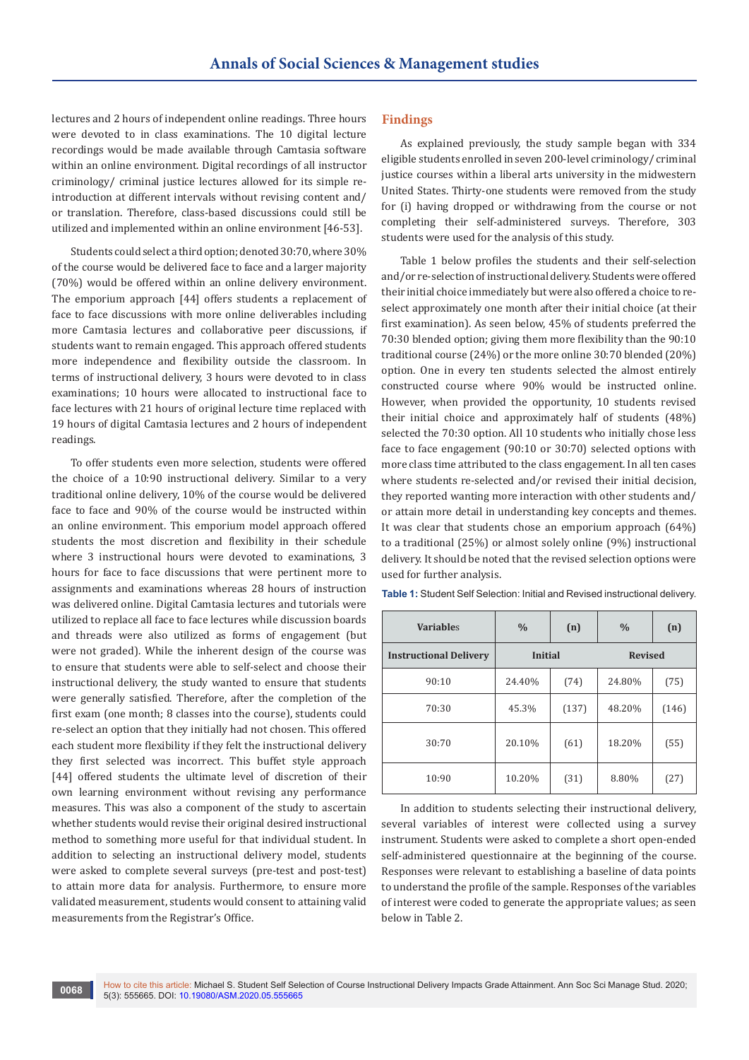lectures and 2 hours of independent online readings. Three hours were devoted to in class examinations. The 10 digital lecture recordings would be made available through Camtasia software within an online environment. Digital recordings of all instructor criminology/ criminal justice lectures allowed for its simple re-introduction at different intervals without revising content and/or translation. Therefore, class-based discussions could still be utilized and implemented within an online environment [46-53].

Students could select a third option; denoted 30:70, where 30% of the course would be delivered face to face and a larger majority (70%) would be offered within an online delivery environment. The emporium approach [44] offers students a replacement of face to face discussions with more online deliverables including more Camtasia lectures and collaborative peer discussions, if students want to remain engaged. This approach offered students more independence and flexibility outside the classroom. In terms of instructional delivery, 3 hours were devoted to in class examinations; 10 hours were allocated to instructional face to face lectures with 21 hours of original lecture time replaced with 19 hours of digital Camtasia lectures and 2 hours of independent readings.

To offer students even more selection, students were offered the choice of a 10:90 instructional delivery. Similar to a very traditional online delivery, 10% of the course would be delivered face to face and 90% of the course would be instructed within an online environment. This emporium model approach offered students the most discretion and flexibility in their schedule where 3 instructional hours were devoted to examinations, 3 hours for face to face discussions that were pertinent more to assignments and examinations whereas 28 hours of instruction was delivered online. Digital Camtasia lectures and tutorials were utilized to replace all face to face lectures while discussion boards and threads were also utilized as forms of engagement (but were not graded). While the inherent design of the course was to ensure that students were able to self-select and choose their instructional delivery, the study wanted to ensure that students were generally satisfied. Therefore, after the completion of the first exam (one month; 8 classes into the course), students could re-select an option that they initially had not chosen. This offered each student more flexibility if they felt the instructional delivery they first selected was incorrect. This buffet style approach [44] offered students the ultimate level of discretion of their own learning environment without revising any performance measures. This was also a component of the study to ascertain whether students would revise their original desired instructional method to something more useful for that individual student. In addition to selecting an instructional delivery model, students were asked to complete several surveys (pre-test and post-test) to attain more data for analysis. Furthermore, to ensure more validated measurement, students would consent to attaining valid measurements from the Registrar's Office.

## Findings

As explained previously, the study sample began with 334 eligible students enrolled in seven 200-level criminology/ criminal justice courses within a liberal arts university in the midwestern United States. Thirty-one students were removed from the study for (i) having dropped or withdrawing from the course or not completing their self-administered surveys. Therefore, 303 students were used for the analysis of this study.

Table 1 below profiles the students and their self-selection and/or re-selection of instructional delivery. Students were offered their initial choice immediately but were also offered a choice to re-select approximately one month after their initial choice (at their first examination). As seen below, 45% of students preferred the 70:30 blended option; giving them more flexibility than the 90:10 traditional course (24%) or the more online 30:70 blended (20%) option. One in every ten students selected the almost entirely constructed course where 90% would be instructed online. However, when provided the opportunity, 10 students revised their initial choice and approximately half of students (48%) selected the 70:30 option. All 10 students who initially chose less face to face engagement (90:10 or 30:70) selected options with more class time attributed to the class engagement. In all ten cases where students re-selected and/or revised their initial decision, they reported wanting more interaction with other students and/or attain more detail in understanding key concepts and themes. It was clear that students chose an emporium approach (64%) to a traditional (25%) or almost solely online (9%) instructional delivery. It should be noted that the revised selection options were used for further analysis.

**Table 1:** Student Self Selection: Initial and Revised instructional delivery.

| Variables | % | (n) | % | (n) |
|---|---|---|---|---|
| **Instructional Delivery** | **Initial** | | **Revised** | |
| 90:10 | 24.40% | (74) | 24.80% | (75) |
| 70:30 | 45.3% | (137) | 48.20% | (146) |
| 30:70 | 20.10% | (61) | 18.20% | (55) |
| 10:90 | 10.20% | (31) | 8.80% | (27) |

In addition to students selecting their instructional delivery, several variables of interest were collected using a survey instrument. Students were asked to complete a short open-ended self-administered questionnaire at the beginning of the course. Responses were relevant to establishing a baseline of data points to understand the profile of the sample. Responses of the variables of interest were coded to generate the appropriate values; as seen below in Table 2.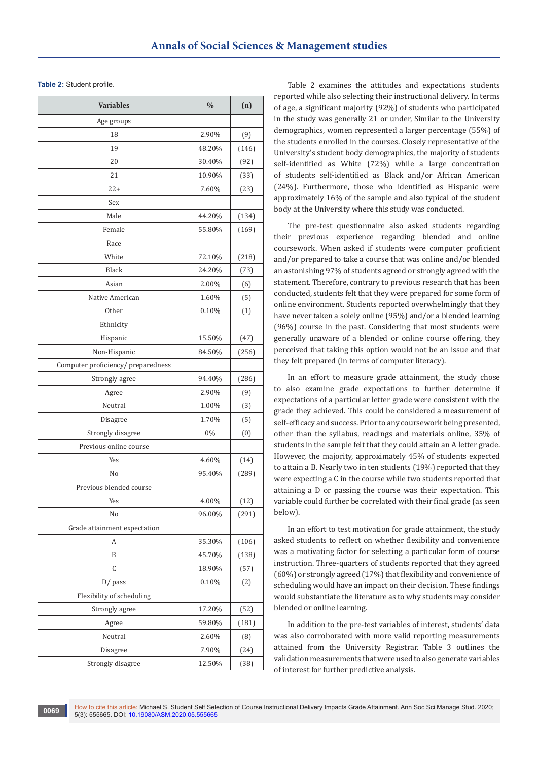**Table 2:** Student profile.

| Variables | % | (n) |
|---|---|---|
| Age groups | | |
| 18 | 2.90% | (9) |
| 19 | 48.20% | (146) |
| 20 | 30.40% | (92) |
| 21 | 10.90% | (33) |
| 22+ | 7.60% | (23) |
| Sex | | |
| Male | 44.20% | (134) |
| Female | 55.80% | (169) |
| Race | | |
| White | 72.10% | (218) |
| Black | 24.20% | (73) |
| Asian | 2.00% | (6) |
| Native American | 1.60% | (5) |
| Other | 0.10% | (1) |
| Ethnicity | | |
| Hispanic | 15.50% | (47) |
| Non-Hispanic | 84.50% | (256) |
| Computer proficiency/ preparedness | | |
| Strongly agree | 94.40% | (286) |
| Agree | 2.90% | (9) |
| Neutral | 1.00% | (3) |
| Disagree | 1.70% | (5) |
| Strongly disagree | 0% | (0) |
| Previous online course | | |
| Yes | 4.60% | (14) |
| No | 95.40% | (289) |
| Previous blended course | | |
| Yes | 4.00% | (12) |
| No | 96.00% | (291) |
| Grade attainment expectation | | |
| A | 35.30% | (106) |
| B | 45.70% | (138) |
| C | 18.90% | (57) |
| D/ pass | 0.10% | (2) |
| Flexibility of scheduling | | |
| Strongly agree | 17.20% | (52) |
| Agree | 59.80% | (181) |
| Neutral | 2.60% | (8) |
| Disagree | 7.90% | (24) |
| Strongly disagree | 12.50% | (38) |

Table 2 examines the attitudes and expectations students reported while also selecting their instructional delivery. In terms of age, a significant majority (92%) of students who participated in the study was generally 21 or under, Similar to the University demographics, women represented a larger percentage (55%) of the students enrolled in the courses. Closely representative of the University's student body demographics, the majority of students self-identified as White (72%) while a large concentration of students self-identified as Black and/or African American (24%). Furthermore, those who identified as Hispanic were approximately 16% of the sample and also typical of the student body at the University where this study was conducted.

The pre-test questionnaire also asked students regarding their previous experience regarding blended and online coursework. When asked if students were computer proficient and/or prepared to take a course that was online and/or blended an astonishing 97% of students agreed or strongly agreed with the statement. Therefore, contrary to previous research that has been conducted, students felt that they were prepared for some form of online environment. Students reported overwhelmingly that they have never taken a solely online (95%) and/or a blended learning (96%) course in the past. Considering that most students were generally unaware of a blended or online course offering, they perceived that taking this option would not be an issue and that they felt prepared (in terms of computer literacy).

In an effort to measure grade attainment, the study chose to also examine grade expectations to further determine if expectations of a particular letter grade were consistent with the grade they achieved. This could be considered a measurement of self-efficacy and success. Prior to any coursework being presented, other than the syllabus, readings and materials online, 35% of students in the sample felt that they could attain an A letter grade. However, the majority, approximately 45% of students expected to attain a B. Nearly two in ten students (19%) reported that they were expecting a C in the course while two students reported that attaining a D or passing the course was their expectation. This variable could further be correlated with their final grade (as seen below).

In an effort to test motivation for grade attainment, the study asked students to reflect on whether flexibility and convenience was a motivating factor for selecting a particular form of course instruction. Three-quarters of students reported that they agreed (60%) or strongly agreed (17%) that flexibility and convenience of scheduling would have an impact on their decision. These findings would substantiate the literature as to why students may consider blended or online learning.

In addition to the pre-test variables of interest, students' data was also corroborated with more valid reporting measurements attained from the University Registrar. Table 3 outlines the validation measurements that were used to also generate variables of interest for further predictive analysis.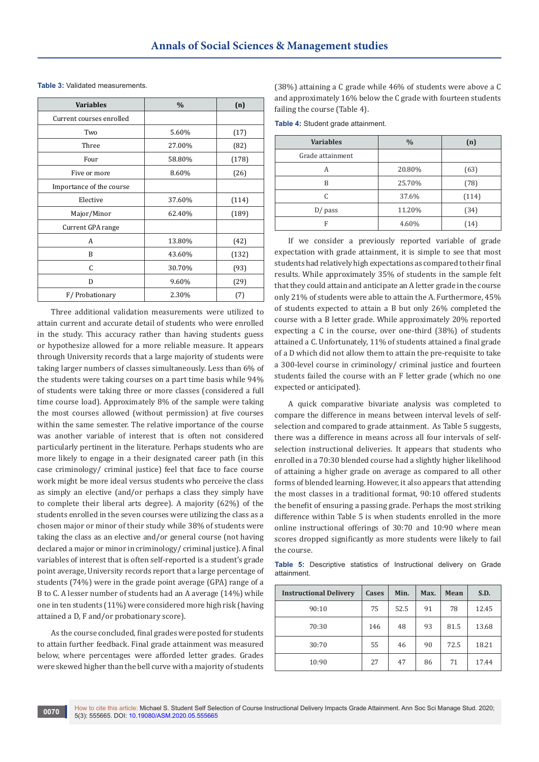**Table 3:** Validated measurements.

| Variables | % | (n) |
|---|---|---|
| Current courses enrolled | | |
| Two | 5.60% | (17) |
| Three | 27.00% | (82) |
| Four | 58.80% | (178) |
| Five or more | 8.60% | (26) |
| Importance of the course | | |
| Elective | 37.60% | (114) |
| Major/Minor | 62.40% | (189) |
| Current GPA range | | |
| A | 13.80% | (42) |
| B | 43.60% | (132) |
| C | 30.70% | (93) |
| D | 9.60% | (29) |
| F/ Probationary | 2.30% | (7) |

Three additional validation measurements were utilized to attain current and accurate detail of students who were enrolled in the study. This accuracy rather than having students guess or hypothesize allowed for a more reliable measure. It appears through University records that a large majority of students were taking larger numbers of classes simultaneously. Less than 6% of the students were taking courses on a part time basis while 94% of students were taking three or more classes (considered a full time course load). Approximately 8% of the sample were taking the most courses allowed (without permission) at five courses within the same semester. The relative importance of the course was another variable of interest that is often not considered particularly pertinent in the literature. Perhaps students who are more likely to engage in a their designated career path (in this case criminology/ criminal justice) feel that face to face course work might be more ideal versus students who perceive the class as simply an elective (and/or perhaps a class they simply have to complete their liberal arts degree). A majority (62%) of the students enrolled in the seven courses were utilizing the class as a chosen major or minor of their study while 38% of students were taking the class as an elective and/or general course (not having declared a major or minor in criminology/ criminal justice). A final variables of interest that is often self-reported is a student's grade point average, University records report that a large percentage of students (74%) were in the grade point average (GPA) range of a B to C. A lesser number of students had an A average (14%) while one in ten students (11%) were considered more high risk (having attained a D, F and/or probationary score).

As the course concluded, final grades were posted for students to attain further feedback. Final grade attainment was measured below, where percentages were afforded letter grades. Grades were skewed higher than the bell curve with a majority of students (38%) attaining a C grade while 46% of students were above a C and approximately 16% below the C grade with fourteen students failing the course (Table 4).

**Table 4:** Student grade attainment.

| Variables | % | (n) |
|---|---|---|
| Grade attainment | | |
| A | 20.80% | (63) |
| B | 25.70% | (78) |
| C | 37.6% | (114) |
| D/ pass | 11.20% | (34) |
| F | 4.60% | (14) |

If we consider a previously reported variable of grade expectation with grade attainment, it is simple to see that most students had relatively high expectations as compared to their final results. While approximately 35% of students in the sample felt that they could attain and anticipate an A letter grade in the course only 21% of students were able to attain the A. Furthermore, 45% of students expected to attain a B but only 26% completed the course with a B letter grade. While approximately 20% reported expecting a C in the course, over one-third (38%) of students attained a C. Unfortunately, 11% of students attained a final grade of a D which did not allow them to attain the pre-requisite to take a 300-level course in criminology/ criminal justice and fourteen students failed the course with an F letter grade (which no one expected or anticipated).

A quick comparative bivariate analysis was completed to compare the difference in means between interval levels of self-selection and compared to grade attainment. As Table 5 suggests, there was a difference in means across all four intervals of self-selection instructional deliveries. It appears that students who enrolled in a 70:30 blended course had a slightly higher likelihood of attaining a higher grade on average as compared to all other forms of blended learning. However, it also appears that attending the most classes in a traditional format, 90:10 offered students the benefit of ensuring a passing grade. Perhaps the most striking difference within Table 5 is when students enrolled in the more online instructional offerings of 30:70 and 10:90 where mean scores dropped significantly as more students were likely to fail the course.

**Table 5:** Descriptive statistics of Instructional delivery on Grade attainment.

| Instructional Delivery | Cases | Min. | Max. | Mean | S.D. |
|---|---|---|---|---|---|
| 90:10 | 75 | 52.5 | 91 | 78 | 12.45 |
| 70:30 | 146 | 48 | 93 | 81.5 | 13.68 |
| 30:70 | 55 | 46 | 90 | 72.5 | 18.21 |
| 10:90 | 27 | 47 | 86 | 71 | 17.44 |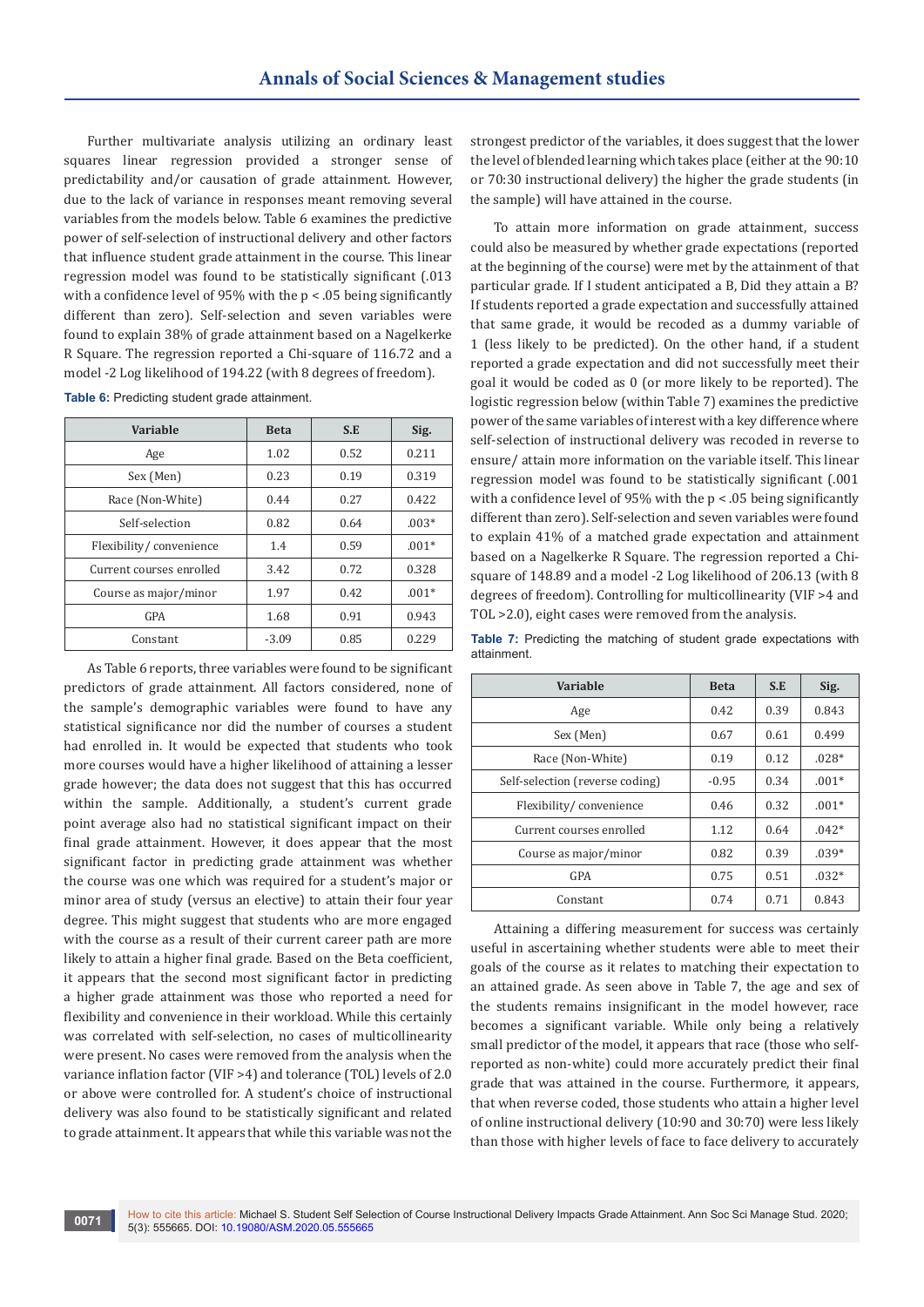Further multivariate analysis utilizing an ordinary least squares linear regression provided a stronger sense of predictability and/or causation of grade attainment. However, due to the lack of variance in responses meant removing several variables from the models below. Table 6 examines the predictive power of self-selection of instructional delivery and other factors that influence student grade attainment in the course. This linear regression model was found to be statistically significant (.013 with a confidence level of 95% with the $p < .05$ being significantly different than zero). Self-selection and seven variables were found to explain 38% of grade attainment based on a Nagelkerke R Square. The regression reported a Chi-square of 116.72 and a model -2 Log likelihood of 194.22 (with 8 degrees of freedom).

**Table 6:** Predicting student grade attainment.

| Variable | Beta | S.E | Sig. |
|---|---|---|---|
| Age | 1.02 | 0.52 | 0.211 |
| Sex (Men) | 0.23 | 0.19 | 0.319 |
| Race (Non-White) | 0.44 | 0.27 | 0.422 |
| Self-selection | 0.82 | 0.64 | .003* |
| Flexibility/ convenience | 1.4 | 0.59 | .001* |
| Current courses enrolled | 3.42 | 0.72 | 0.328 |
| Course as major/minor | 1.97 | 0.42 | .001* |
| GPA | 1.68 | 0.91 | 0.943 |
| Constant | -3.09 | 0.85 | 0.229 |

As Table 6 reports, three variables were found to be significant predictors of grade attainment. All factors considered, none of the sample's demographic variables were found to have any statistical significance nor did the number of courses a student had enrolled in. It would be expected that students who took more courses would have a higher likelihood of attaining a lesser grade however; the data does not suggest that this has occurred within the sample. Additionally, a student's current grade point average also had no statistical significant impact on their final grade attainment. However, it does appear that the most significant factor in predicting grade attainment was whether the course was one which was required for a student's major or minor area of study (versus an elective) to attain their four year degree. This might suggest that students who are more engaged with the course as a result of their current career path are more likely to attain a higher final grade. Based on the Beta coefficient, it appears that the second most significant factor in predicting a higher grade attainment was those who reported a need for flexibility and convenience in their workload. While this certainly was correlated with self-selection, no cases of multicollinearity were present. No cases were removed from the analysis when the variance inflation factor (VIF >4) and tolerance (TOL) levels of 2.0 or above were controlled for. A student's choice of instructional delivery was also found to be statistically significant and related to grade attainment. It appears that while this variable was not the strongest predictor of the variables, it does suggest that the lower the level of blended learning which takes place (either at the 90:10 or 70:30 instructional delivery) the higher the grade students (in the sample) will have attained in the course.

To attain more information on grade attainment, success could also be measured by whether grade expectations (reported at the beginning of the course) were met by the attainment of that particular grade. If I student anticipated a B, Did they attain a B? If students reported a grade expectation and successfully attained that same grade, it would be recoded as a dummy variable of 1 (less likely to be predicted). On the other hand, if a student reported a grade expectation and did not successfully meet their goal it would be coded as 0 (or more likely to be reported). The logistic regression below (within Table 7) examines the predictive power of the same variables of interest with a key difference where self-selection of instructional delivery was recoded in reverse to ensure/ attain more information on the variable itself. This linear regression model was found to be statistically significant (.001 with a confidence level of 95% with the $p < .05$ being significantly different than zero). Self-selection and seven variables were found to explain 41% of a matched grade expectation and attainment based on a Nagelkerke R Square. The regression reported a Chi-square of 148.89 and a model -2 Log likelihood of 206.13 (with 8 degrees of freedom). Controlling for multicollinearity (VIF >4 and TOL >2.0), eight cases were removed from the analysis.

**Table 7:** Predicting the matching of student grade expectations with attainment.

| Variable | Beta | S.E | Sig. |
|---|---|---|---|
| Age | 0.42 | 0.39 | 0.843 |
| Sex (Men) | 0.67 | 0.61 | 0.499 |
| Race (Non-White) | 0.19 | 0.12 | .028* |
| Self-selection (reverse coding) | -0.95 | 0.34 | .001* |
| Flexibility/ convenience | 0.46 | 0.32 | .001* |
| Current courses enrolled | 1.12 | 0.64 | .042* |
| Course as major/minor | 0.82 | 0.39 | .039* |
| GPA | 0.75 | 0.51 | .032* |
| Constant | 0.74 | 0.71 | 0.843 |

Attaining a differing measurement for success was certainly useful in ascertaining whether students were able to meet their goals of the course as it relates to matching their expectation to an attained grade. As seen above in Table 7, the age and sex of the students remains insignificant in the model however, race becomes a significant variable. While only being a relatively small predictor of the model, it appears that race (those who self-reported as non-white) could more accurately predict their final grade that was attained in the course. Furthermore, it appears, that when reverse coded, those students who attain a higher level of online instructional delivery (10:90 and 30:70) were less likely than those with higher levels of face to face delivery to accurately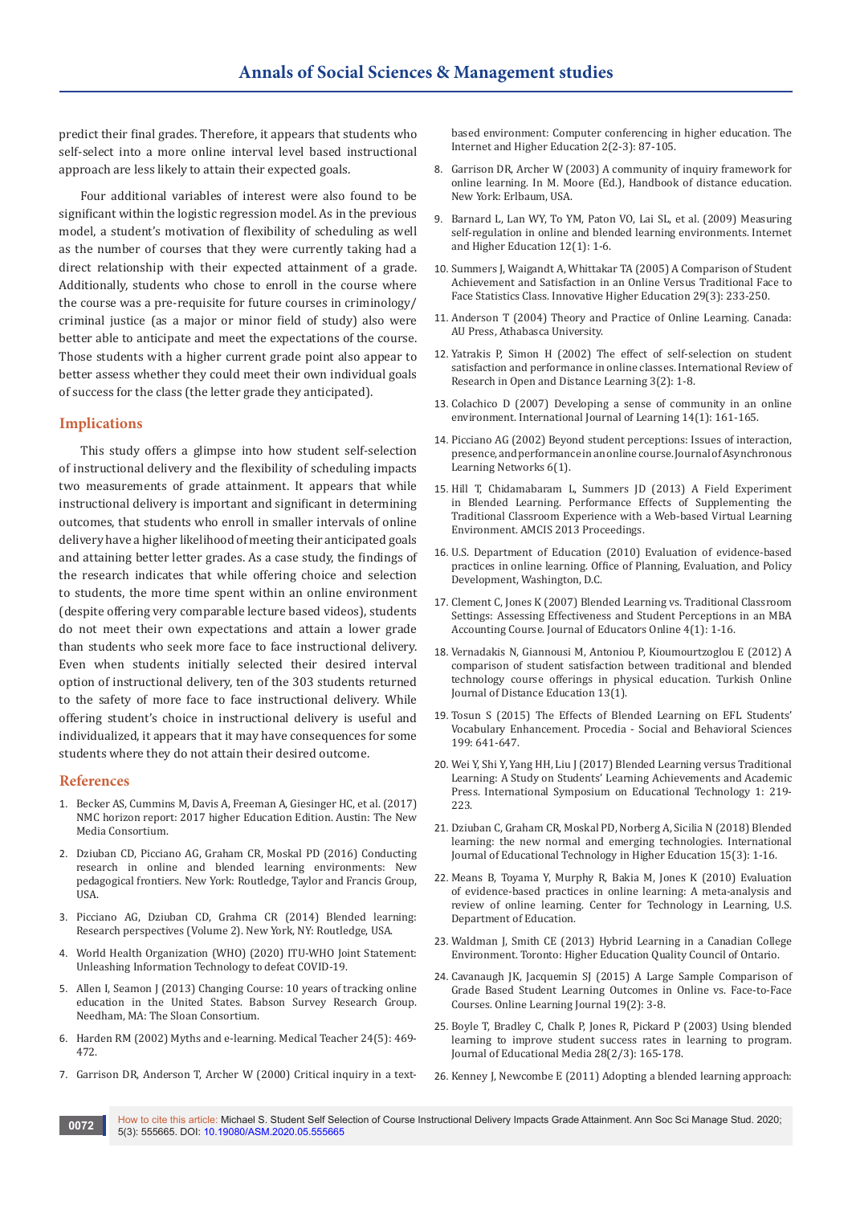predict their final grades. Therefore, it appears that students who self-select into a more online interval level based instructional approach are less likely to attain their expected goals.

Four additional variables of interest were also found to be significant within the logistic regression model. As in the previous model, a student's motivation of flexibility of scheduling as well as the number of courses that they were currently taking had a direct relationship with their expected attainment of a grade. Additionally, students who chose to enroll in the course where the course was a pre-requisite for future courses in criminology/criminal justice (as a major or minor field of study) also were better able to anticipate and meet the expectations of the course. Those students with a higher current grade point also appear to better assess whether they could meet their own individual goals of success for the class (the letter grade they anticipated).

## Implications

This study offers a glimpse into how student self-selection of instructional delivery and the flexibility of scheduling impacts two measurements of grade attainment. It appears that while instructional delivery is important and significant in determining outcomes, that students who enroll in smaller intervals of online delivery have a higher likelihood of meeting their anticipated goals and attaining better letter grades. As a case study, the findings of the research indicates that while offering choice and selection to students, the more time spent within an online environment (despite offering very comparable lecture based videos), students do not meet their own expectations and attain a lower grade than students who seek more face to face instructional delivery. Even when students initially selected their desired interval option of instructional delivery, ten of the 303 students returned to the safety of more face to face instructional delivery. While offering student's choice in instructional delivery is useful and individualized, it appears that it may have consequences for some students where they do not attain their desired outcome.

## References

1. Becker AS, Cummins M, Davis A, Freeman A, Giesinger HC, et al. (2017) NMC horizon report: 2017 higher Education Edition. Austin: The New Media Consortium.
2. Dziuban CD, Picciano AG, Graham CR, Moskal PD (2016) Conducting research in online and blended learning environments: New pedagogical frontiers. New York: Routledge, Taylor and Francis Group, USA.
3. Picciano AG, Dziuban CD, Grahma CR (2014) Blended learning: Research perspectives (Volume 2). New York, NY: Routledge, USA.
4. World Health Organization (WHO) (2020) ITU-WHO Joint Statement: Unleashing Information Technology to defeat COVID-19.
5. Allen I, Seamon J (2013) Changing Course: 10 years of tracking online education in the United States. Babson Survey Research Group. Needham, MA: The Sloan Consortium.
6. Harden RM (2002) Myths and e-learning. Medical Teacher 24(5): 469-472.
7. Garrison DR, Anderson T, Archer W (2000) Critical inquiry in a text-based environment: Computer conferencing in higher education. The Internet and Higher Education 2(2-3): 87-105.
8. Garrison DR, Archer W (2003) A community of inquiry framework for online learning. In M. Moore (Ed.), Handbook of distance education. New York: Erlbaum, USA.
9. Barnard L, Lan WY, To YM, Paton VO, Lai SL, et al. (2009) Measuring self-regulation in online and blended learning environments. Internet and Higher Education 12(1): 1-6.
10. Summers J, Waigandt A, Whittakar TA (2005) A Comparison of Student Achievement and Satisfaction in an Online Versus Traditional Face to Face Statistics Class. Innovative Higher Education 29(3): 233-250.
11. Anderson T (2004) Theory and Practice of Online Learning. Canada: AU Press, Athabasca University.
12. Yatrakis P, Simon H (2002) The effect of self-selection on student satisfaction and performance in online classes. International Review of Research in Open and Distance Learning 3(2): 1-8.
13. Colachico D (2007) Developing a sense of community in an online environment. International Journal of Learning 14(1): 161-165.
14. Picciano AG (2002) Beyond student perceptions: Issues of interaction, presence, and performance in an online course. Journal of Asynchronous Learning Networks 6(1).
15. Hill T, Chidamabaram L, Summers JD (2013) A Field Experiment in Blended Learning. Performance Effects of Supplementing the Traditional Classroom Experience with a Web-based Virtual Learning Environment. AMCIS 2013 Proceedings.
16. U.S. Department of Education (2010) Evaluation of evidence-based practices in online learning. Office of Planning, Evaluation, and Policy Development, Washington, D.C.
17. Clement C, Jones K (2007) Blended Learning vs. Traditional Classroom Settings: Assessing Effectiveness and Student Perceptions in an MBA Accounting Course. Journal of Educators Online 4(1): 1-16.
18. Vernadakis N, Giannousi M, Antoniou P, Kioumourtzoglou E (2012) A comparison of student satisfaction between traditional and blended technology course offerings in physical education. Turkish Online Journal of Distance Education 13(1).
19. Tosun S (2015) The Effects of Blended Learning on EFL Students' Vocabulary Enhancement. Procedia - Social and Behavioral Sciences 199: 641-647.
20. Wei Y, Shi Y, Yang HH, Liu J (2017) Blended Learning versus Traditional Learning: A Study on Students' Learning Achievements and Academic Press. International Symposium on Educational Technology 1: 219-223.
21. Dziuban C, Graham CR, Moskal PD, Norberg A, Sicilia N (2018) Blended learning: the new normal and emerging technologies. International Journal of Educational Technology in Higher Education 15(3): 1-16.
22. Means B, Toyama Y, Murphy R, Bakia M, Jones K (2010) Evaluation of evidence-based practices in online learning: A meta-analysis and review of online learning. Center for Technology in Learning, U.S. Department of Education.
23. Waldman J, Smith CE (2013) Hybrid Learning in a Canadian College Environment. Toronto: Higher Education Quality Council of Ontario.
24. Cavanaugh JK, Jacquemin SJ (2015) A Large Sample Comparison of Grade Based Student Learning Outcomes in Online vs. Face-to-Face Courses. Online Learning Journal 19(2): 3-8.
25. Boyle T, Bradley C, Chalk P, Jones R, Pickard P (2003) Using blended learning to improve student success rates in learning to program. Journal of Educational Media 28(2/3): 165-178.
26. Kenney J, Newcombe E (2011) Adopting a blended learning approach: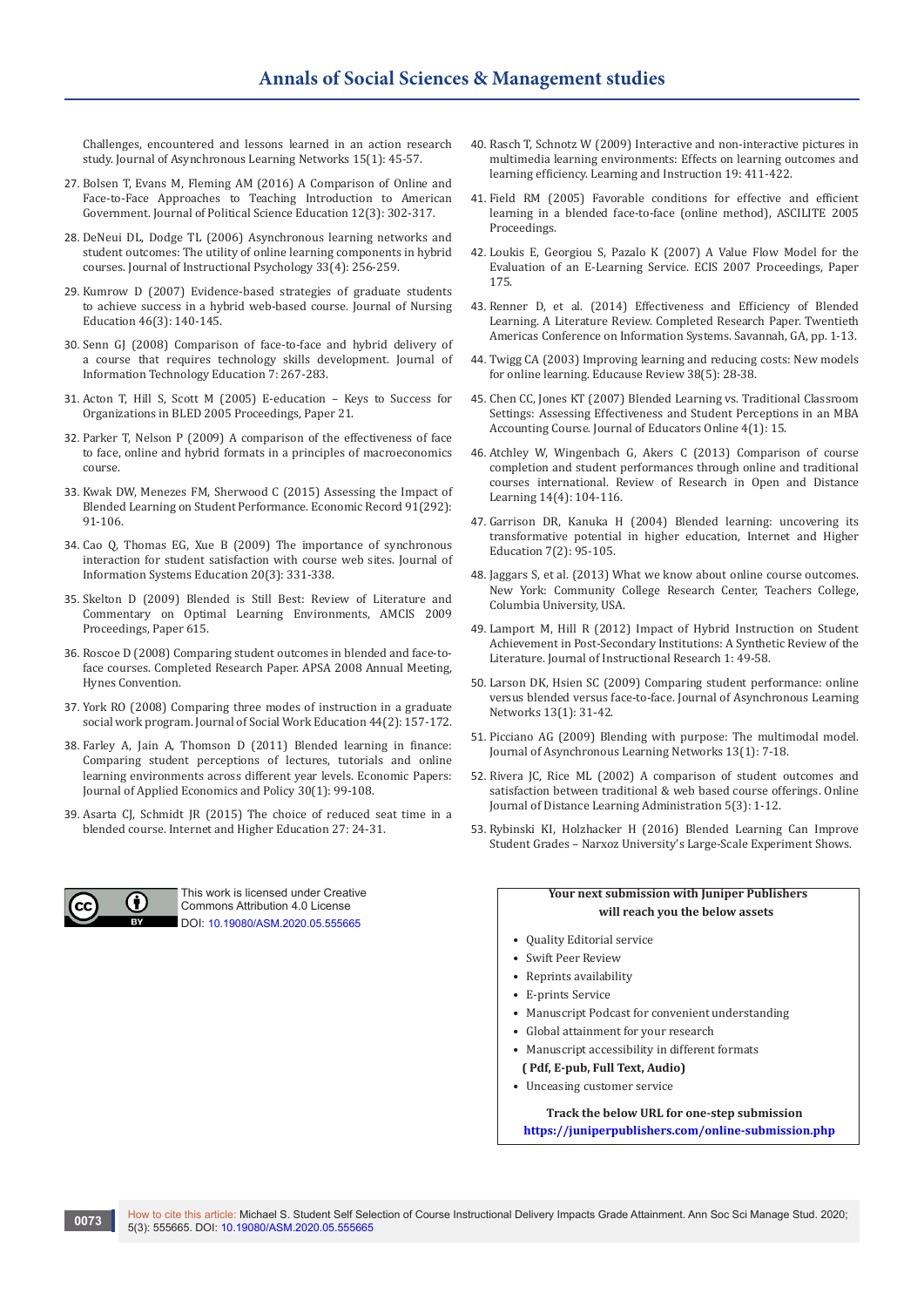Challenges, encountered and lessons learned in an action research study. Journal of Asynchronous Learning Networks 15(1): 45-57.

27. Bolsen T, Evans M, Fleming AM (2016) A Comparison of Online and Face-to-Face Approaches to Teaching Introduction to American Government. Journal of Political Science Education 12(3): 302-317.
28. DeNeui DL, Dodge TL (2006) Asynchronous learning networks and student outcomes: The utility of online learning components in hybrid courses. Journal of Instructional Psychology 33(4): 256-259.
29. Kumrow D (2007) Evidence-based strategies of graduate students to achieve success in a hybrid web-based course. Journal of Nursing Education 46(3): 140-145.
30. Senn GJ (2008) Comparison of face-to-face and hybrid delivery of a course that requires technology skills development. Journal of Information Technology Education 7: 267-283.
31. Acton T, Hill S, Scott M (2005) E-education – Keys to Success for Organizations in BLED 2005 Proceedings, Paper 21.
32. Parker T, Nelson P (2009) A comparison of the effectiveness of face to face, online and hybrid formats in a principles of macroeconomics course.
33. Kwak DW, Menezes FM, Sherwood C (2015) Assessing the Impact of Blended Learning on Student Performance. Economic Record 91(292): 91-106.
34. Cao Q, Thomas EG, Xue B (2009) The importance of synchronous interaction for student satisfaction with course web sites. Journal of Information Systems Education 20(3): 331-338.
35. Skelton D (2009) Blended is Still Best: Review of Literature and Commentary on Optimal Learning Environments, AMCIS 2009 Proceedings, Paper 615.
36. Roscoe D (2008) Comparing student outcomes in blended and face-to-face courses. Completed Research Paper. APSA 2008 Annual Meeting, Hynes Convention.
37. York RO (2008) Comparing three modes of instruction in a graduate social work program. Journal of Social Work Education 44(2): 157-172.
38. Farley A, Jain A, Thomson D (2011) Blended learning in finance: Comparing student perceptions of lectures, tutorials and online learning environments across different year levels. Economic Papers: Journal of Applied Economics and Policy 30(1): 99-108.
39. Asarta CJ, Schmidt JR (2015) The choice of reduced seat time in a blended course. Internet and Higher Education 27: 24-31.
40. Rasch T, Schnotz W (2009) Interactive and non-interactive pictures in multimedia learning environments: Effects on learning outcomes and learning efficiency. Learning and Instruction 19: 411-422.
41. Field RM (2005) Favorable conditions for effective and efficient learning in a blended face-to-face (online method), ASCILITE 2005 Proceedings.
42. Loukis E, Georgiou S, Pazalo K (2007) A Value Flow Model for the Evaluation of an E-Learning Service. ECIS 2007 Proceedings, Paper 175.
43. Renner D, et al. (2014) Effectiveness and Efficiency of Blended Learning. A Literature Review. Completed Research Paper. Twentieth Americas Conference on Information Systems. Savannah, GA, pp. 1-13.
44. Twigg CA (2003) Improving learning and reducing costs: New models for online learning. Educause Review 38(5): 28-38.
45. Chen CC, Jones KT (2007) Blended Learning vs. Traditional Classroom Settings: Assessing Effectiveness and Student Perceptions in an MBA Accounting Course. Journal of Educators Online 4(1): 15.
46. Atchley W, Wingenbach G, Akers C (2013) Comparison of course completion and student performances through online and traditional courses international. Review of Research in Open and Distance Learning 14(4): 104-116.
47. Garrison DR, Kanuka H (2004) Blended learning: uncovering its transformative potential in higher education, Internet and Higher Education 7(2): 95-105.
48. Jaggars S, et al. (2013) What we know about online course outcomes. New York: Community College Research Center, Teachers College, Columbia University, USA.
49. Lamport M, Hill R (2012) Impact of Hybrid Instruction on Student Achievement in Post-Secondary Institutions: A Synthetic Review of the Literature. Journal of Instructional Research 1: 49-58.
50. Larson DK, Hsien SC (2009) Comparing student performance: online versus blended versus face-to-face. Journal of Asynchronous Learning Networks 13(1): 31-42.
51. Picciano AG (2009) Blending with purpose: The multimodal model. Journal of Asynchronous Learning Networks 13(1): 7-18.
52. Rivera JC, Rice ML (2002) A comparison of student outcomes and satisfaction between traditional & web based course offerings. Online Journal of Distance Learning Administration 5(3): 1-12.
53. Rybinski KI, Holzhacker H (2016) Blended Learning Can Improve Student Grades – Narxoz University's Large-Scale Experiment Shows.

This work is licensed under Creative Commons Attribution 4.0 License
DOI: 10.19080/ASM.2020.05.555665

**Your next submission with Juniper Publishers will reach you the below assets**

- Quality Editorial service
- Swift Peer Review
- Reprints availability
- E-prints Service
- Manuscript Podcast for convenient understanding
- Global attainment for your research
- Manuscript accessibility in different formats **( Pdf, E-pub, Full Text, Audio)**
- Unceasing customer service

**Track the below URL for one-step submission**
**https://juniperpublishers.com/online-submission.php**

How to cite this article: Michael S. Student Self Selection of Course Instructional Delivery Impacts Grade Attainment. Ann Soc Sci Manage Stud. 2020; 5(3): 555665. DOI: 10.19080/ASM.2020.05.555665